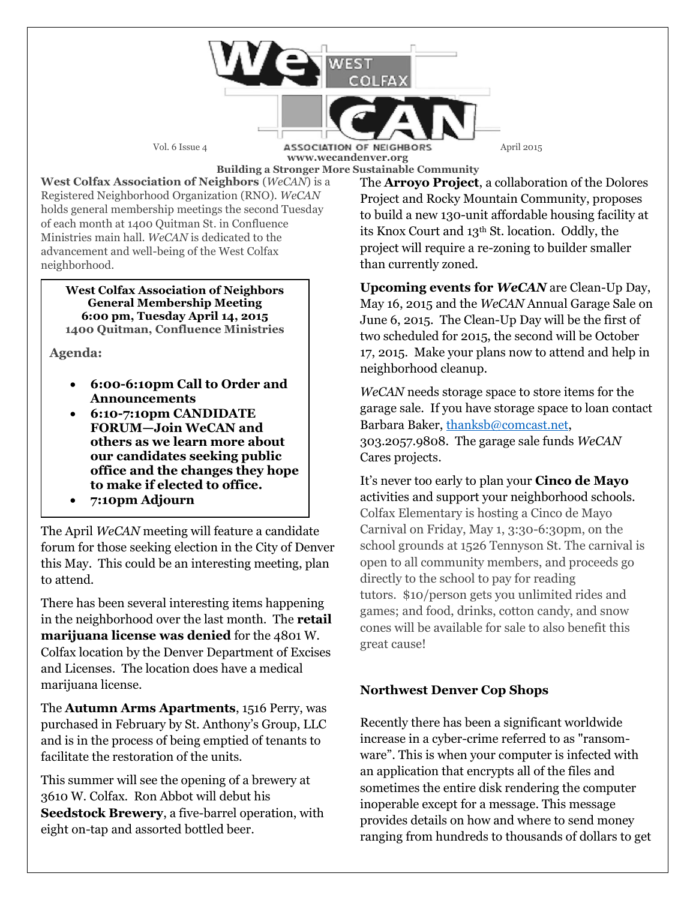# WeCAN West Colfax Association of Neighbors

Vol. 6 Issue 4 | April 2015

www.wecandenver.org

**Building a Stronger More Sustainable Community**

**West Colfax Association of Neighbors** (*WeCAN*) is a Registered Neighborhood Organization (RNO). *WeCAN* holds general membership meetings the second Tuesday of each month at 1400 Quitman St. in Confluence Ministries main hall. *WeCAN* is dedicated to the advancement and well-being of the West Colfax neighborhood.

**West Colfax Association of Neighbors**
**General Membership Meeting**
**6:00 pm, Tuesday April 14, 2015**
**1400 Quitman, Confluence Ministries**

**Agenda:**

- **6:00-6:10pm Call to Order and Announcements**
- **6:10-7:10pm CANDIDATE FORUM—Join WeCAN and others as we learn more about our candidates seeking public office and the changes they hope to make if elected to office.**
- **7:10pm Adjourn**

The April *WeCAN* meeting will feature a candidate forum for those seeking election in the City of Denver this May. This could be an interesting meeting, plan to attend.

There has been several interesting items happening in the neighborhood over the last month. The **retail marijuana license was denied** for the 4801 W. Colfax location by the Denver Department of Excises and Licenses. The location does have a medical marijuana license.

The **Autumn Arms Apartments**, 1516 Perry, was purchased in February by St. Anthony's Group, LLC and is in the process of being emptied of tenants to facilitate the restoration of the units.

This summer will see the opening of a brewery at 3610 W. Colfax. Ron Abbot will debut his **Seedstock Brewery**, a five-barrel operation, with eight on-tap and assorted bottled beer.

The **Arroyo Project**, a collaboration of the Dolores Project and Rocky Mountain Community, proposes to build a new 130-unit affordable housing facility at its Knox Court and 13th St. location. Oddly, the project will require a re-zoning to builder smaller than currently zoned.

**Upcoming events for *WeCAN*** are Clean-Up Day, May 16, 2015 and the *WeCAN* Annual Garage Sale on June 6, 2015. The Clean-Up Day will be the first of two scheduled for 2015, the second will be October 17, 2015. Make your plans now to attend and help in neighborhood cleanup.

*WeCAN* needs storage space to store items for the garage sale. If you have storage space to loan contact Barbara Baker, thanksb@comcast.net, 303.2057.9808. The garage sale funds *WeCAN* Cares projects.

It's never too early to plan your **Cinco de Mayo** activities and support your neighborhood schools. Colfax Elementary is hosting a Cinco de Mayo Carnival on Friday, May 1, 3:30-6:30pm, on the school grounds at 1526 Tennyson St. The carnival is open to all community members, and proceeds go directly to the school to pay for reading tutors. $10/person gets you unlimited rides and games; and food, drinks, cotton candy, and snow cones will be available for sale to also benefit this great cause!

### Northwest Denver Cop Shops

Recently there has been a significant worldwide increase in a cyber-crime referred to as "ransom-ware". This is when your computer is infected with an application that encrypts all of the files and sometimes the entire disk rendering the computer inoperable except for a message. This message provides details on how and where to send money ranging from hundreds to thousands of dollars to get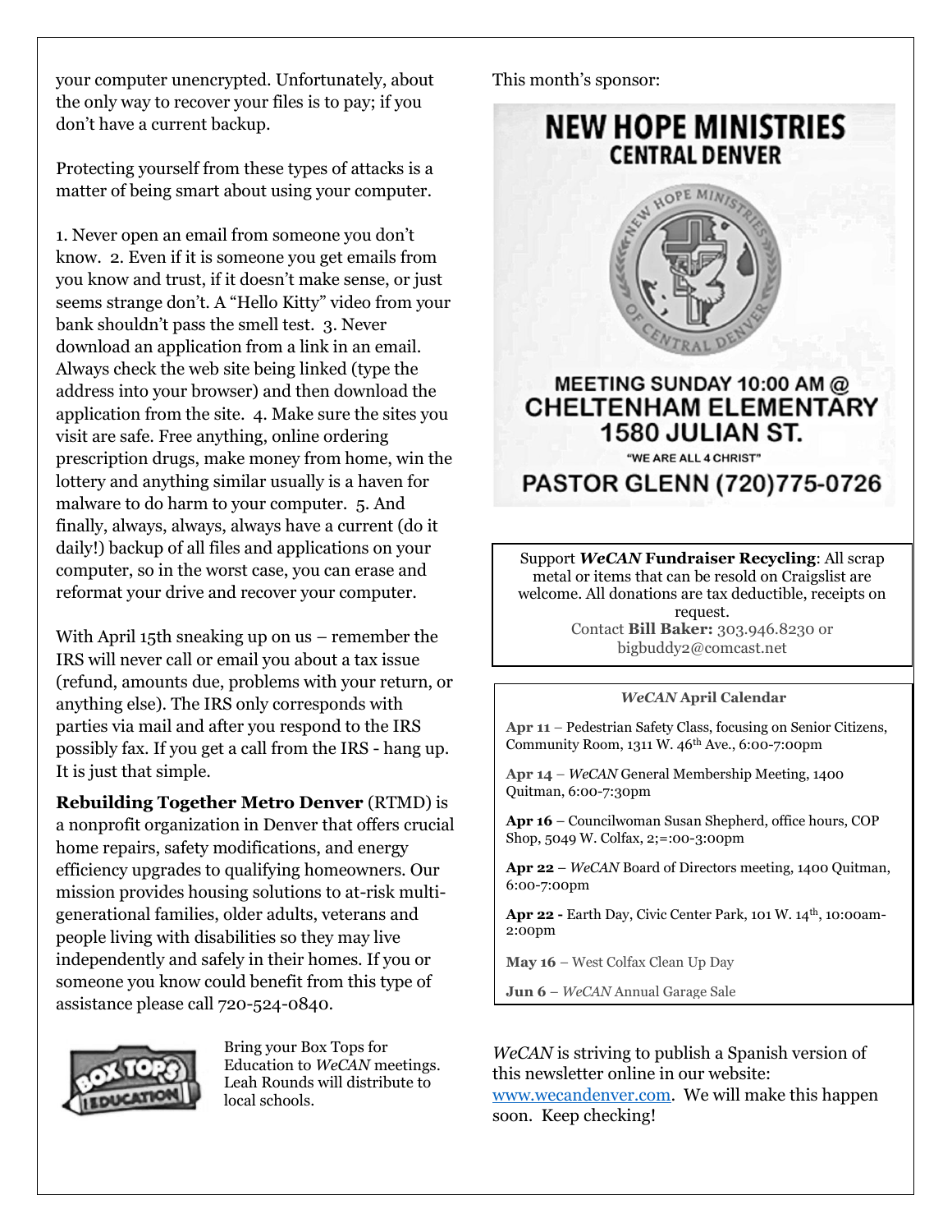your computer unencrypted. Unfortunately, about the only way to recover your files is to pay; if you don't have a current backup.

Protecting yourself from these types of attacks is a matter of being smart about using your computer.

1. Never open an email from someone you don't know. 2. Even if it is someone you get emails from you know and trust, if it doesn't make sense, or just seems strange don't. A "Hello Kitty" video from your bank shouldn't pass the smell test. 3. Never download an application from a link in an email. Always check the web site being linked (type the address into your browser) and then download the application from the site. 4. Make sure the sites you visit are safe. Free anything, online ordering prescription drugs, make money from home, win the lottery and anything similar usually is a haven for malware to do harm to your computer. 5. And finally, always, always, always have a current (do it daily!) backup of all files and applications on your computer, so in the worst case, you can erase and reformat your drive and recover your computer.

With April 15th sneaking up on us – remember the IRS will never call or email you about a tax issue (refund, amounts due, problems with your return, or anything else). The IRS only corresponds with parties via mail and after you respond to the IRS possibly fax. If you get a call from the IRS - hang up. It is just that simple.

**Rebuilding Together Metro Denver** (RTMD) is a nonprofit organization in Denver that offers crucial home repairs, safety modifications, and energy efficiency upgrades to qualifying homeowners. Our mission provides housing solutions to at-risk multi-generational families, older adults, veterans and people living with disabilities so they may live independently and safely in their homes. If you or someone you know could benefit from this type of assistance please call 720-524-0840.

Bring your Box Tops for Education to *WeCAN* meetings. Leah Rounds will distribute to local schools.

This month's sponsor:

**NEW HOPE MINISTRIES**
**CENTRAL DENVER**

MEETING SUNDAY 10:00 AM @
CHELTENHAM ELEMENTARY
1580 JULIAN ST.

"WE ARE ALL 4 CHRIST"

PASTOR GLENN (720)775-0726

Support ***WeCAN* Fundraiser Recycling**: All scrap metal or items that can be resold on Craigslist are welcome. All donations are tax deductible, receipts on request.
Contact **Bill Baker:** 303.946.8230 or bigbuddy2@comcast.net

***WeCAN* April Calendar**

**Apr 11** – Pedestrian Safety Class, focusing on Senior Citizens, Community Room, 1311 W. 46th Ave., 6:00-7:00pm

**Apr 14** – *WeCAN* General Membership Meeting, 1400 Quitman, 6:00-7:30pm

**Apr 16** – Councilwoman Susan Shepherd, office hours, COP Shop, 5049 W. Colfax, 2;=:00-3:00pm

**Apr 22** – *WeCAN* Board of Directors meeting, 1400 Quitman, 6:00-7:00pm

**Apr 22 -** Earth Day, Civic Center Park, 101 W. 14th, 10:00am-2:00pm

**May 16** – West Colfax Clean Up Day

**Jun 6** – *WeCAN* Annual Garage Sale

*WeCAN* is striving to publish a Spanish version of this newsletter online in our website: www.wecandenver.com. We will make this happen soon. Keep checking!